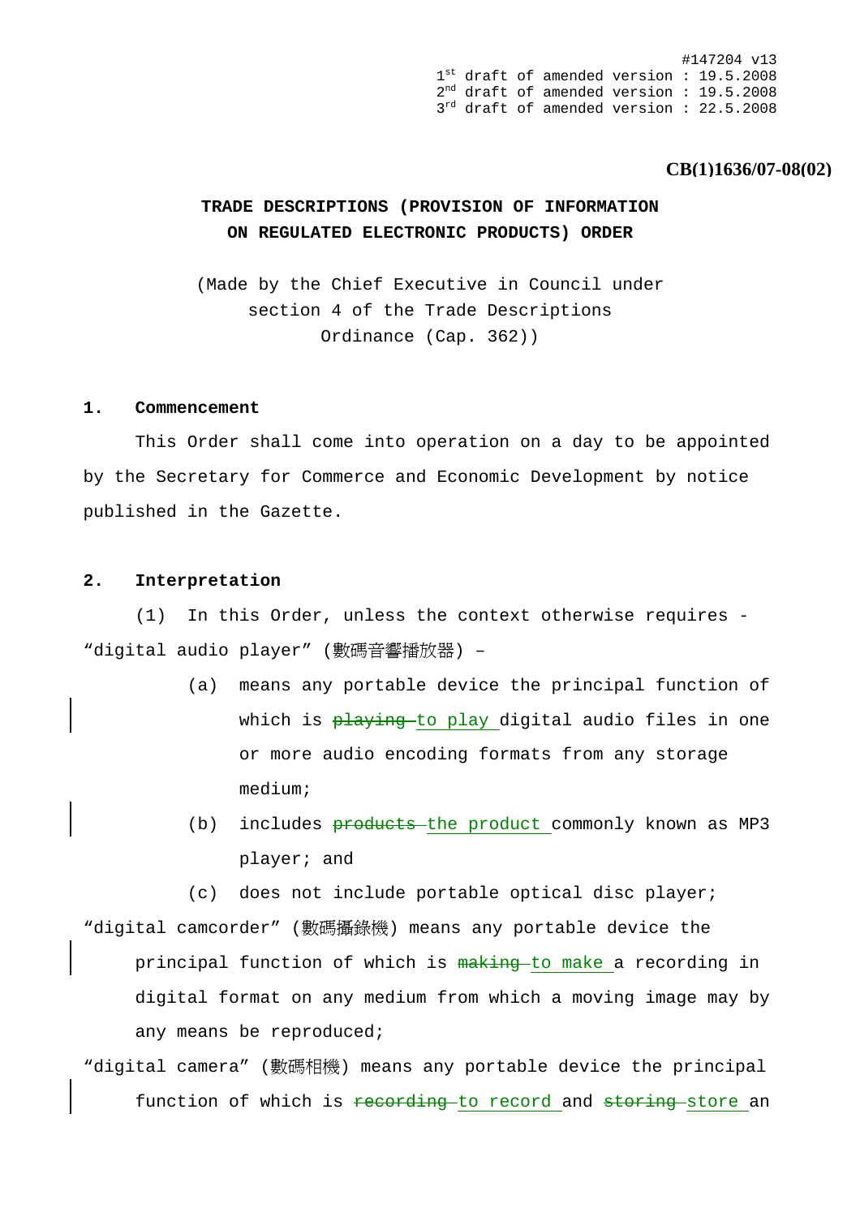#147204 v13
1st draft of amended version : 19.5.2008
2nd draft of amended version : 19.5.2008
3rd draft of amended version : 22.5.2008

**CB(1)1636/07-08(02)**

# TRADE DESCRIPTIONS (PROVISION OF INFORMATION ON REGULATED ELECTRONIC PRODUCTS) ORDER

(Made by the Chief Executive in Council under section 4 of the Trade Descriptions Ordinance (Cap. 362))

## 1. Commencement

This Order shall come into operation on a day to be appointed by the Secretary for Commerce and Economic Development by notice published in the Gazette.

## 2. Interpretation

(1) In this Order, unless the context otherwise requires -

"digital audio player" (數碼音響播放器) –

(a) means any portable device the principal function of which is ~~playing~~ to play digital audio files in one or more audio encoding formats from any storage medium;

(b) includes ~~products~~ the product commonly known as MP3 player; and

(c) does not include portable optical disc player;

"digital camcorder" (數碼攝錄機) means any portable device the principal function of which is ~~making~~ to make a recording in digital format on any medium from which a moving image may by any means be reproduced;

"digital camera" (數碼相機) means any portable device the principal function of which is ~~recording~~ to record and ~~storing~~ store an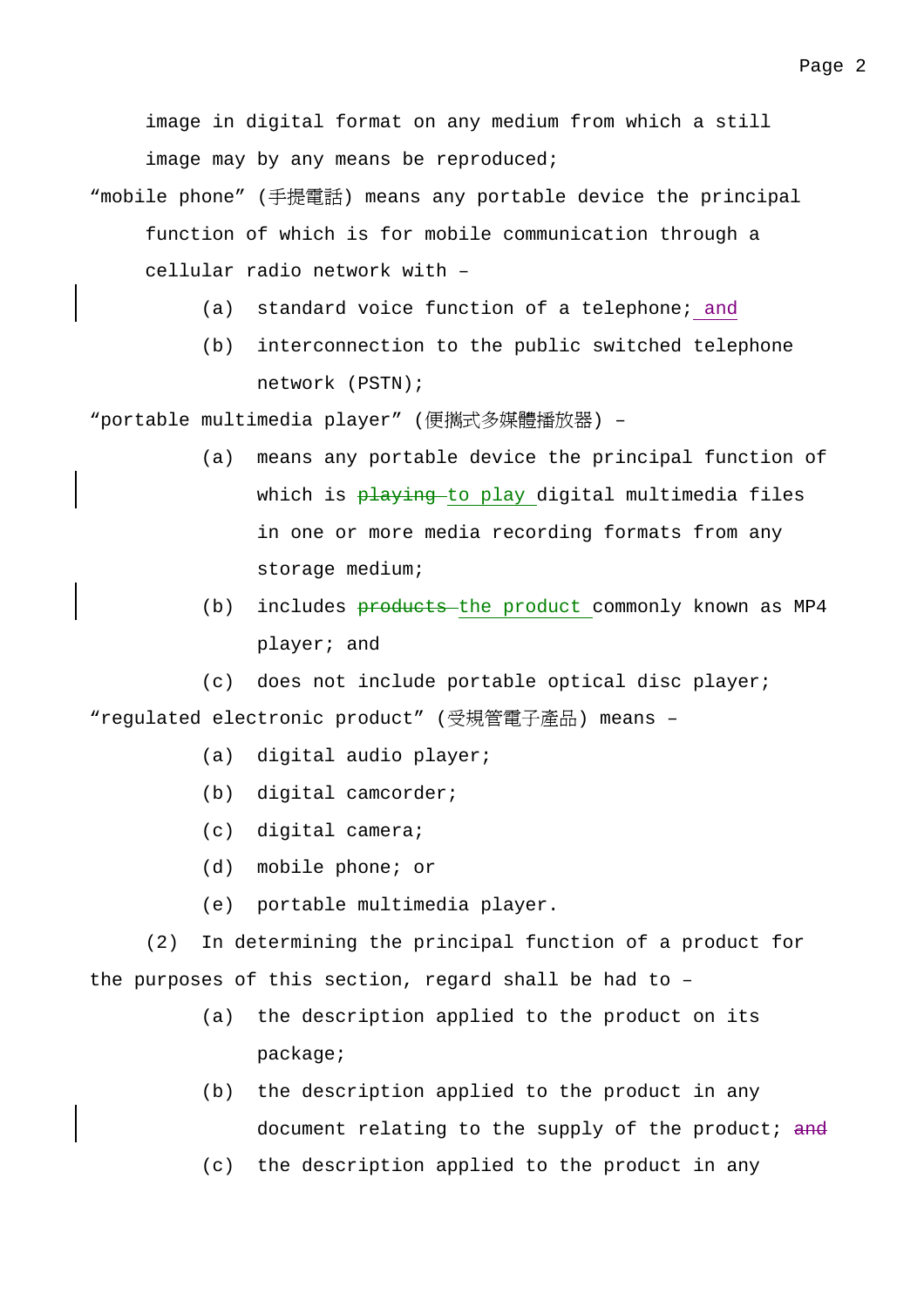image in digital format on any medium from which a still image may by any means be reproduced;

"mobile phone" (手提電話) means any portable device the principal function of which is for mobile communication through a cellular radio network with –

(a) standard voice function of a telephone; and

(b) interconnection to the public switched telephone network (PSTN);

"portable multimedia player" (便攜式多媒體播放器) –

(a) means any portable device the principal function of which is ~~playing~~ to play digital multimedia files in one or more media recording formats from any storage medium;

(b) includes ~~products~~ the product commonly known as MP4 player; and

(c) does not include portable optical disc player;

"regulated electronic product" (受規管電子產品) means –

(a) digital audio player;

(b) digital camcorder;

(c) digital camera;

(d) mobile phone; or

(e) portable multimedia player.

(2) In determining the principal function of a product for the purposes of this section, regard shall be had to –

(a) the description applied to the product on its package;

(b) the description applied to the product in any document relating to the supply of the product; ~~and~~

(c) the description applied to the product in any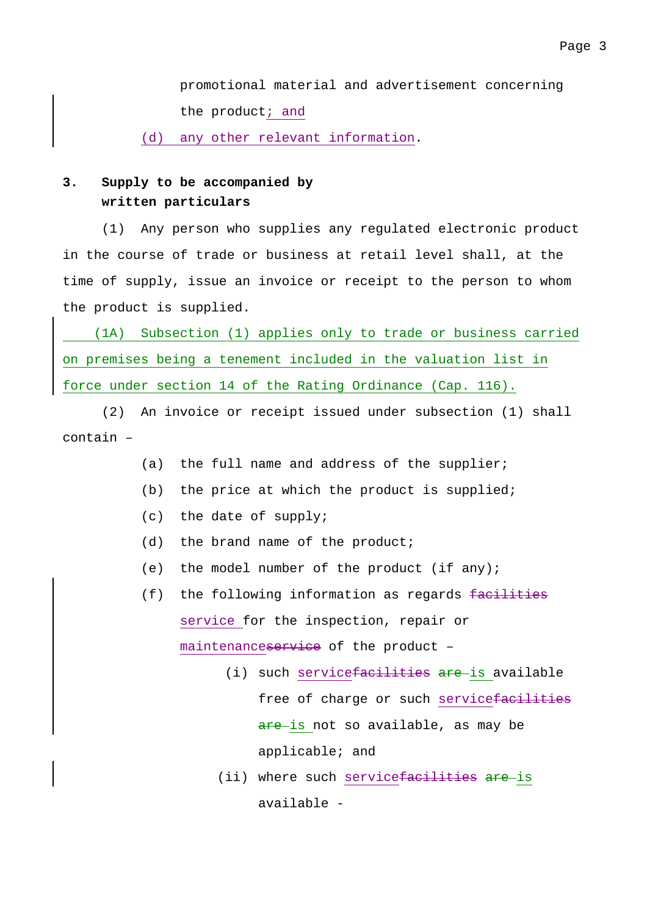promotional material and advertisement concerning the product; and

(d) any other relevant information.

**3. Supply to be accompanied by written particulars**

(1) Any person who supplies any regulated electronic product in the course of trade or business at retail level shall, at the time of supply, issue an invoice or receipt to the person to whom the product is supplied.

(1A) Subsection (1) applies only to trade or business carried on premises being a tenement included in the valuation list in force under section 14 of the Rating Ordinance (Cap. 116).

(2) An invoice or receipt issued under subsection (1) shall contain –

(a) the full name and address of the supplier;

(b) the price at which the product is supplied;

(c) the date of supply;

(d) the brand name of the product;

(e) the model number of the product (if any);

(f) the following information as regards ~~facilities~~ service for the inspection, repair or maintenance~~service~~ of the product –

(i) such service~~facilities~~ ~~are~~ is available free of charge or such service~~facilities~~ ~~are~~ is not so available, as may be applicable; and

(ii) where such service~~facilities~~ ~~are~~ is available -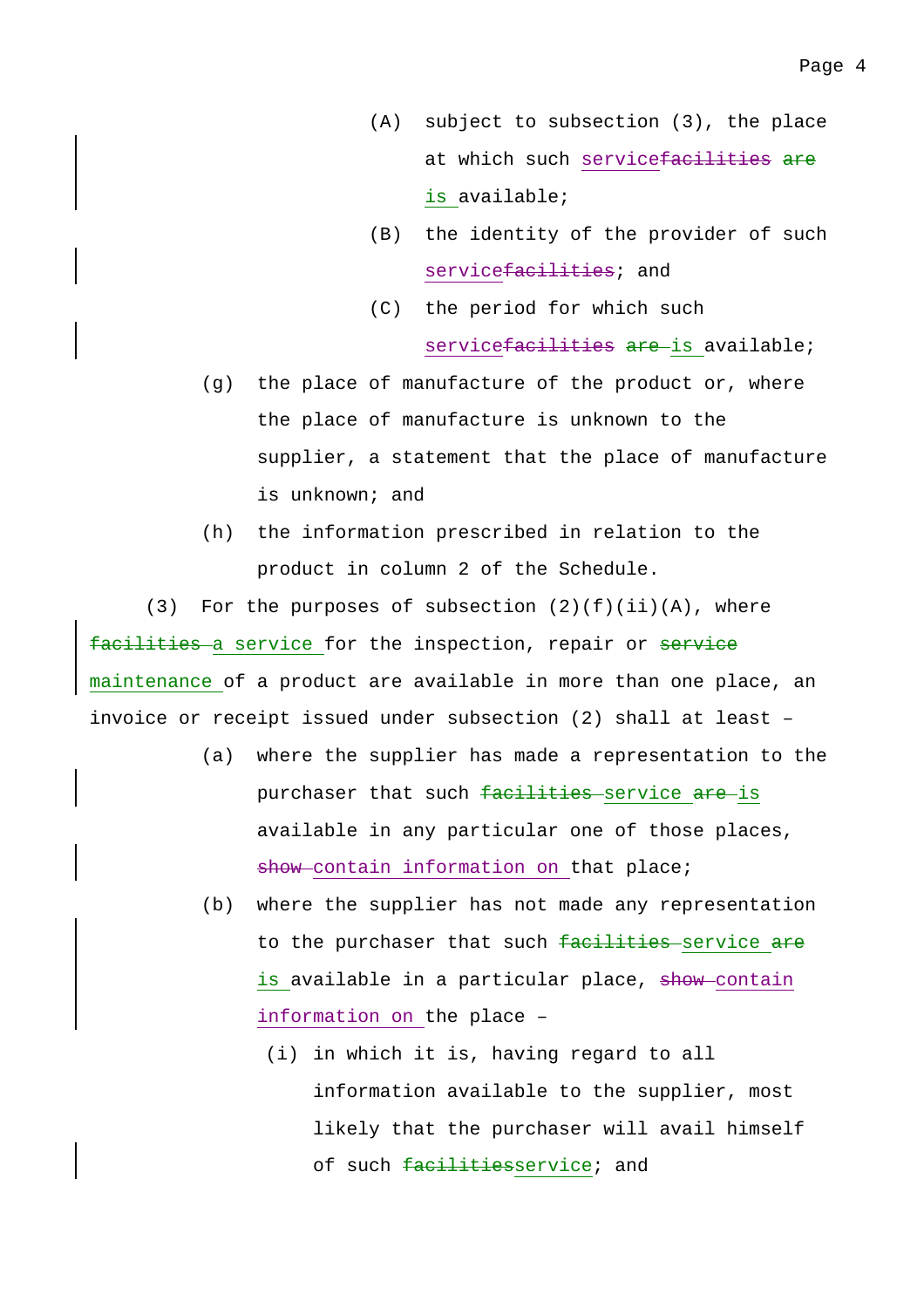(A) subject to subsection (3), the place at which such service~~facilities~~ ~~are~~ is available;

(B) the identity of the provider of such service~~facilities~~; and

(C) the period for which such service~~facilities~~ ~~are~~ is available;

(g) the place of manufacture of the product or, where the place of manufacture is unknown to the supplier, a statement that the place of manufacture is unknown; and

(h) the information prescribed in relation to the product in column 2 of the Schedule.

(3) For the purposes of subsection (2)(f)(ii)(A), where ~~facilities~~ a service for the inspection, repair or ~~service~~ maintenance of a product are available in more than one place, an invoice or receipt issued under subsection (2) shall at least –

(a) where the supplier has made a representation to the purchaser that such ~~facilities~~ service ~~are~~ is available in any particular one of those places, ~~show~~ contain information on that place;

(b) where the supplier has not made any representation to the purchaser that such ~~facilities~~ service ~~are~~ is available in a particular place, ~~show~~ contain information on the place –

(i) in which it is, having regard to all information available to the supplier, most likely that the purchaser will avail himself of such ~~facilities~~service; and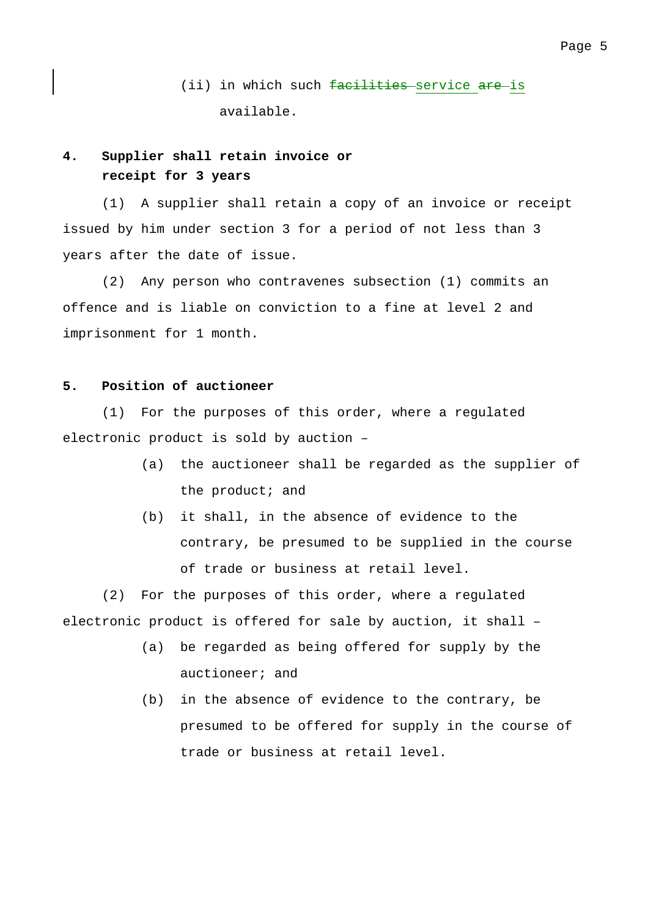(ii) in which such ~~facilities~~ service ~~are~~ is available.

**4. Supplier shall retain invoice or receipt for 3 years**

(1) A supplier shall retain a copy of an invoice or receipt issued by him under section 3 for a period of not less than 3 years after the date of issue.

(2) Any person who contravenes subsection (1) commits an offence and is liable on conviction to a fine at level 2 and imprisonment for 1 month.

**5. Position of auctioneer**

(1) For the purposes of this order, where a regulated electronic product is sold by auction –

(a) the auctioneer shall be regarded as the supplier of the product; and

(b) it shall, in the absence of evidence to the contrary, be presumed to be supplied in the course of trade or business at retail level.

(2) For the purposes of this order, where a regulated electronic product is offered for sale by auction, it shall –

(a) be regarded as being offered for supply by the auctioneer; and

(b) in the absence of evidence to the contrary, be presumed to be offered for supply in the course of trade or business at retail level.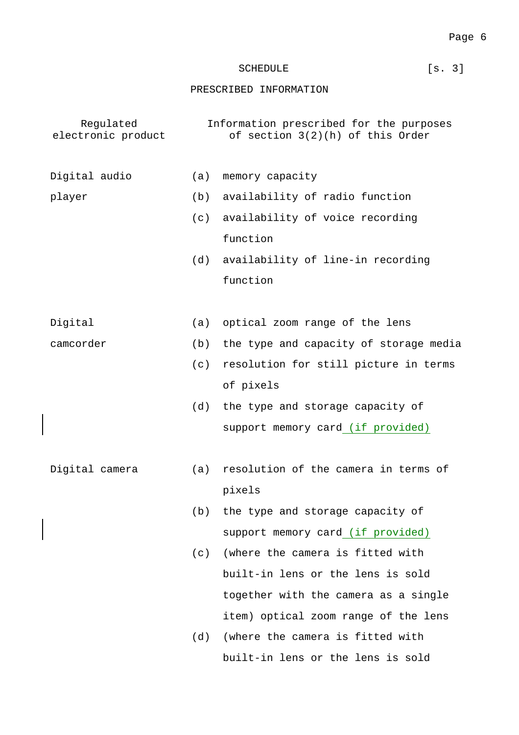SCHEDULE [s. 3]

PRESCRIBED INFORMATION

| Regulated electronic product | Information prescribed for the purposes of section 3(2)(h) of this Order |
| --- | --- |
| Digital audio player | (a) memory capacity<br>(b) availability of radio function<br>(c) availability of voice recording function<br>(d) availability of line-in recording function |
| Digital camcorder | (a) optical zoom range of the lens<br>(b) the type and capacity of storage media<br>(c) resolution for still picture in terms of pixels<br>(d) the type and storage capacity of support memory card (if provided) |
| Digital camera | (a) resolution of the camera in terms of pixels<br>(b) the type and storage capacity of support memory card (if provided)<br>(c) (where the camera is fitted with built-in lens or the lens is sold together with the camera as a single item) optical zoom range of the lens<br>(d) (where the camera is fitted with built-in lens or the lens is sold |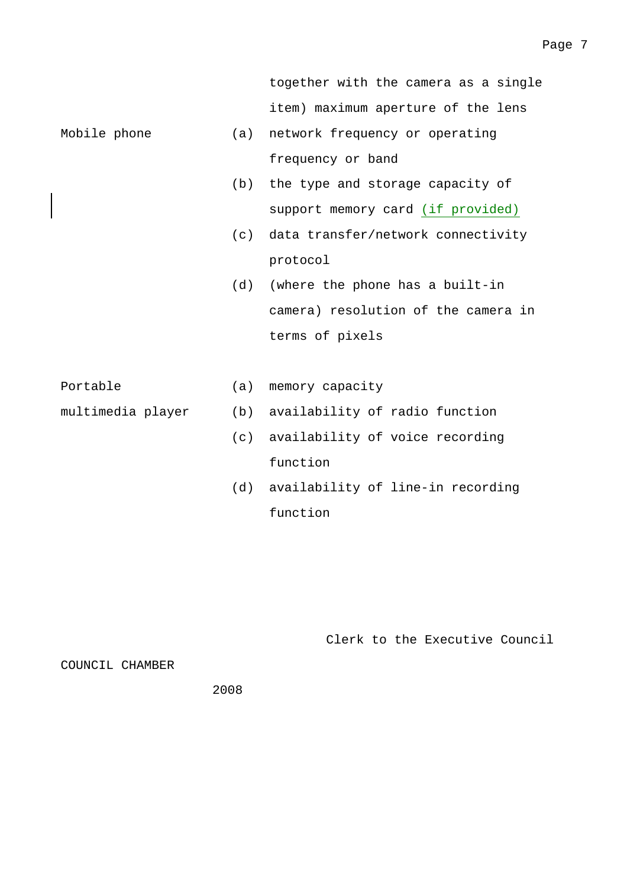| | | |
|---|---|---|
| | | together with the camera as a single item) maximum aperture of the lens |
| Mobile phone | (a) | network frequency or operating frequency or band |
| | (b) | the type and storage capacity of support memory card (if provided) |
| | (c) | data transfer/network connectivity protocol |
| | (d) | (where the phone has a built-in camera) resolution of the camera in terms of pixels |
| Portable multimedia player | (a) | memory capacity |
| | (b) | availability of radio function |
| | (c) | availability of voice recording function |
| | (d) | availability of line-in recording function |

Clerk to the Executive Council

COUNCIL CHAMBER

2008